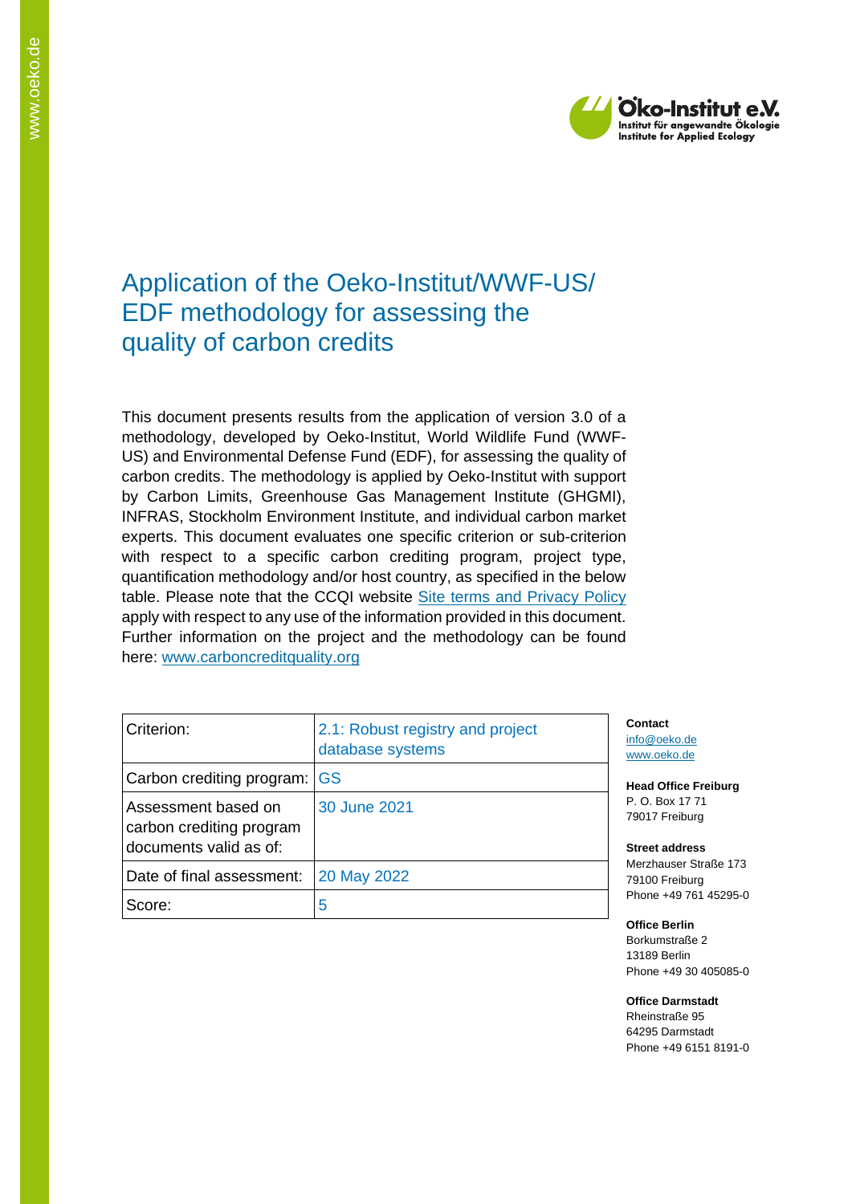# Application of the Oeko-Institut/WWF-US/ EDF methodology for assessing the quality of carbon credits

This document presents results from the application of version 3.0 of a methodology, developed by Oeko-Institut, World Wildlife Fund (WWF-US) and Environmental Defense Fund (EDF), for assessing the quality of carbon credits. The methodology is applied by Oeko-Institut with support by Carbon Limits, Greenhouse Gas Management Institute (GHGMI), INFRAS, Stockholm Environment Institute, and individual carbon market experts. This document evaluates one specific criterion or sub-criterion with respect to a specific carbon crediting program, project type, quantification methodology and/or host country, as specified in the below table. Please note that the CCQI website Site terms and Privacy Policy apply with respect to any use of the information provided in this document. Further information on the project and the methodology can be found here: www.carboncreditquality.org

| | |
|---|---|
| Criterion: | 2.1: Robust registry and project database systems |
| Carbon crediting program: | GS |
| Assessment based on carbon crediting program documents valid as of: | 30 June 2021 |
| Date of final assessment: | 20 May 2022 |
| Score: | 5 |

**Contact**
info@oeko.de
www.oeko.de

**Head Office Freiburg**
P. O. Box 17 71
79017 Freiburg

**Street address**
Merzhauser Straße 173
79100 Freiburg
Phone +49 761 45295-0

**Office Berlin**
Borkumstraße 2
13189 Berlin
Phone +49 30 405085-0

**Office Darmstadt**
Rheinstraße 95
64295 Darmstadt
Phone +49 6151 8191-0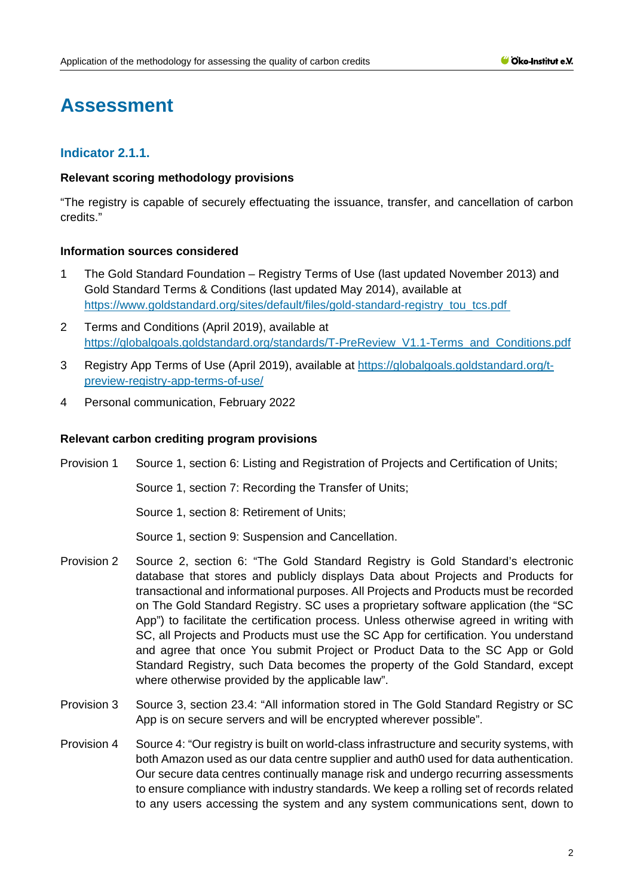# Assessment

## Indicator 2.1.1.

**Relevant scoring methodology provisions**

"The registry is capable of securely effectuating the issuance, transfer, and cancellation of carbon credits."

**Information sources considered**

1. The Gold Standard Foundation – Registry Terms of Use (last updated November 2013) and Gold Standard Terms & Conditions (last updated May 2014), available at https://www.goldstandard.org/sites/default/files/gold-standard-registry_tou_tcs.pdf
2. Terms and Conditions (April 2019), available at https://globalgoals.goldstandard.org/standards/T-PreReview_V1.1-Terms_and_Conditions.pdf
3. Registry App Terms of Use (April 2019), available at https://globalgoals.goldstandard.org/t-preview-registry-app-terms-of-use/
4. Personal communication, February 2022

**Relevant carbon crediting program provisions**

Provision 1 Source 1, section 6: Listing and Registration of Projects and Certification of Units;

Source 1, section 7: Recording the Transfer of Units;

Source 1, section 8: Retirement of Units;

Source 1, section 9: Suspension and Cancellation.

Provision 2 Source 2, section 6: "The Gold Standard Registry is Gold Standard's electronic database that stores and publicly displays Data about Projects and Products for transactional and informational purposes. All Projects and Products must be recorded on The Gold Standard Registry. SC uses a proprietary software application (the "SC App") to facilitate the certification process. Unless otherwise agreed in writing with SC, all Projects and Products must use the SC App for certification. You understand and agree that once You submit Project or Product Data to the SC App or Gold Standard Registry, such Data becomes the property of the Gold Standard, except where otherwise provided by the applicable law".

Provision 3 Source 3, section 23.4: "All information stored in The Gold Standard Registry or SC App is on secure servers and will be encrypted wherever possible".

Provision 4 Source 4: "Our registry is built on world-class infrastructure and security systems, with both Amazon used as our data centre supplier and auth0 used for data authentication. Our secure data centres continually manage risk and undergo recurring assessments to ensure compliance with industry standards. We keep a rolling set of records related to any users accessing the system and any system communications sent, down to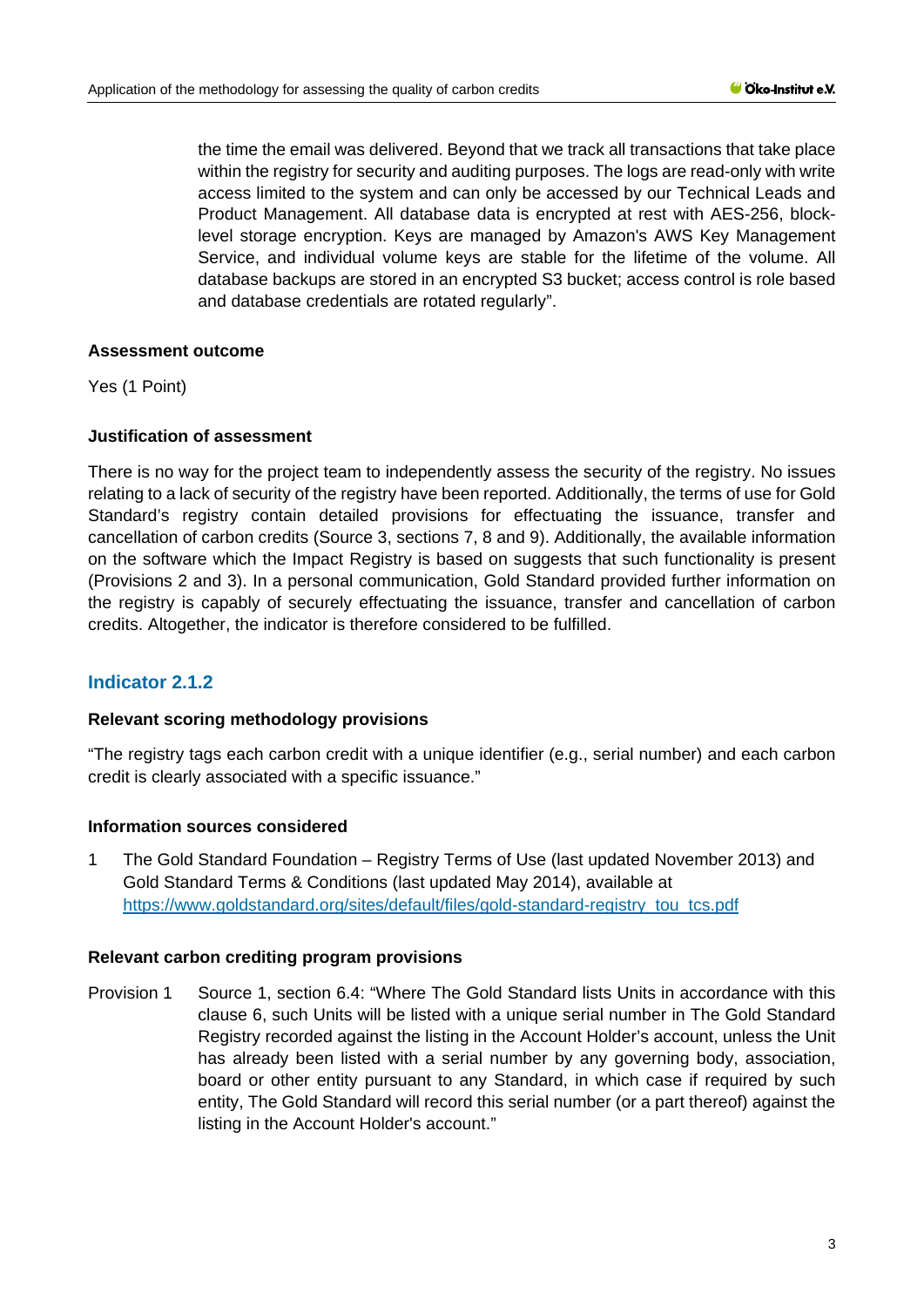the time the email was delivered. Beyond that we track all transactions that take place within the registry for security and auditing purposes. The logs are read-only with write access limited to the system and can only be accessed by our Technical Leads and Product Management. All database data is encrypted at rest with AES-256, block-level storage encryption. Keys are managed by Amazon's AWS Key Management Service, and individual volume keys are stable for the lifetime of the volume. All database backups are stored in an encrypted S3 bucket; access control is role based and database credentials are rotated regularly".

**Assessment outcome**

Yes (1 Point)

**Justification of assessment**

There is no way for the project team to independently assess the security of the registry. No issues relating to a lack of security of the registry have been reported. Additionally, the terms of use for Gold Standard's registry contain detailed provisions for effectuating the issuance, transfer and cancellation of carbon credits (Source 3, sections 7, 8 and 9). Additionally, the available information on the software which the Impact Registry is based on suggests that such functionality is present (Provisions 2 and 3). In a personal communication, Gold Standard provided further information on the registry is capably of securely effectuating the issuance, transfer and cancellation of carbon credits. Altogether, the indicator is therefore considered to be fulfilled.

## Indicator 2.1.2

**Relevant scoring methodology provisions**

"The registry tags each carbon credit with a unique identifier (e.g., serial number) and each carbon credit is clearly associated with a specific issuance."

**Information sources considered**

1 The Gold Standard Foundation – Registry Terms of Use (last updated November 2013) and Gold Standard Terms & Conditions (last updated May 2014), available at https://www.goldstandard.org/sites/default/files/gold-standard-registry_tou_tcs.pdf

**Relevant carbon crediting program provisions**

Provision 1 Source 1, section 6.4: "Where The Gold Standard lists Units in accordance with this clause 6, such Units will be listed with a unique serial number in The Gold Standard Registry recorded against the listing in the Account Holder's account, unless the Unit has already been listed with a serial number by any governing body, association, board or other entity pursuant to any Standard, in which case if required by such entity, The Gold Standard will record this serial number (or a part thereof) against the listing in the Account Holder's account."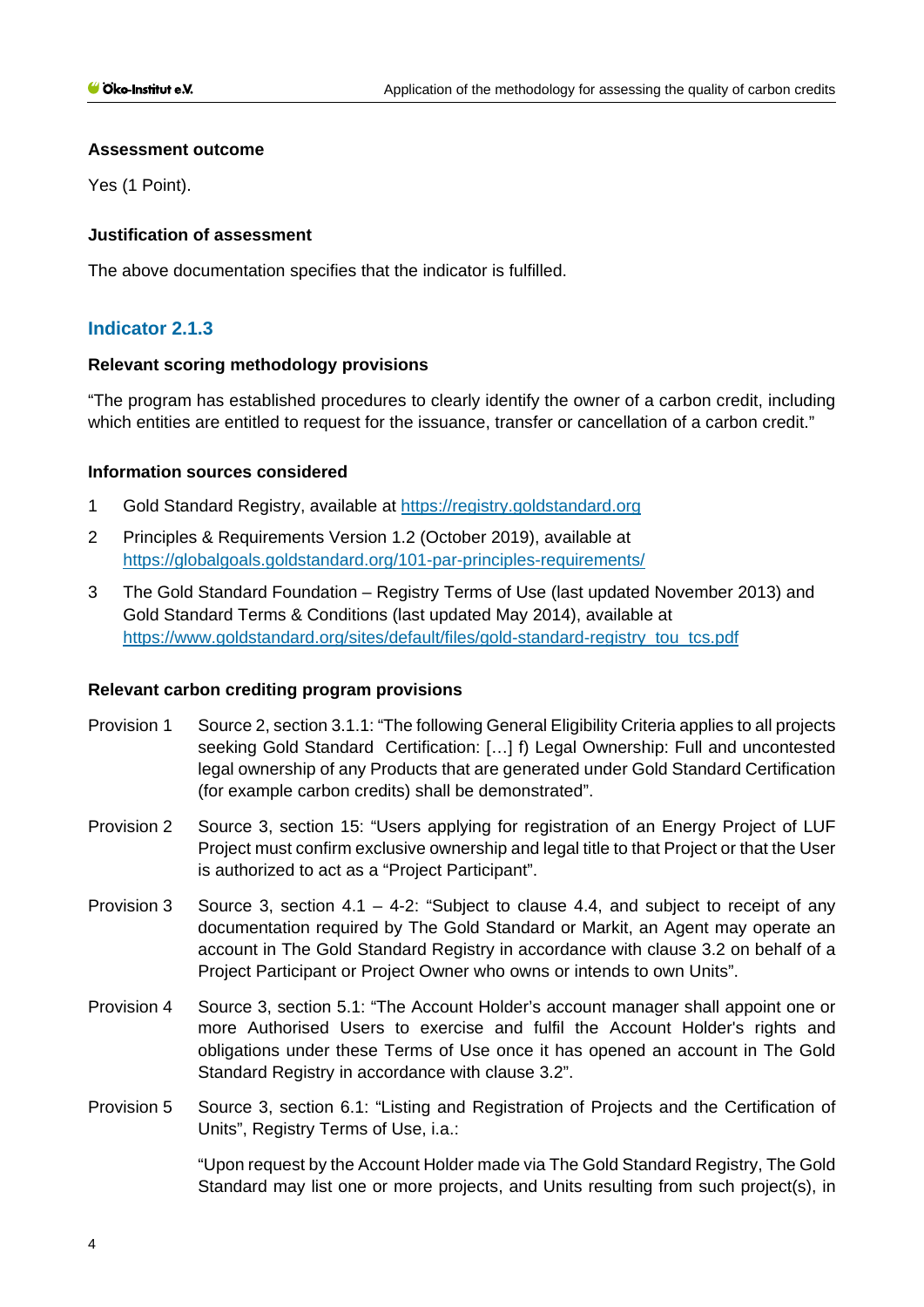**Assessment outcome**

Yes (1 Point).

**Justification of assessment**

The above documentation specifies that the indicator is fulfilled.

## Indicator 2.1.3

**Relevant scoring methodology provisions**

"The program has established procedures to clearly identify the owner of a carbon credit, including which entities are entitled to request for the issuance, transfer or cancellation of a carbon credit."

**Information sources considered**

1 Gold Standard Registry, available at https://registry.goldstandard.org

2 Principles & Requirements Version 1.2 (October 2019), available at https://globalgoals.goldstandard.org/101-par-principles-requirements/

3 The Gold Standard Foundation – Registry Terms of Use (last updated November 2013) and Gold Standard Terms & Conditions (last updated May 2014), available at https://www.goldstandard.org/sites/default/files/gold-standard-registry_tou_tcs.pdf

**Relevant carbon crediting program provisions**

Provision 1 Source 2, section 3.1.1: "The following General Eligibility Criteria applies to all projects seeking Gold Standard Certification: […] f) Legal Ownership: Full and uncontested legal ownership of any Products that are generated under Gold Standard Certification (for example carbon credits) shall be demonstrated".

Provision 2 Source 3, section 15: "Users applying for registration of an Energy Project of LUF Project must confirm exclusive ownership and legal title to that Project or that the User is authorized to act as a "Project Participant".

Provision 3 Source 3, section 4.1 – 4-2: "Subject to clause 4.4, and subject to receipt of any documentation required by The Gold Standard or Markit, an Agent may operate an account in The Gold Standard Registry in accordance with clause 3.2 on behalf of a Project Participant or Project Owner who owns or intends to own Units".

Provision 4 Source 3, section 5.1: "The Account Holder's account manager shall appoint one or more Authorised Users to exercise and fulfil the Account Holder's rights and obligations under these Terms of Use once it has opened an account in The Gold Standard Registry in accordance with clause 3.2".

Provision 5 Source 3, section 6.1: "Listing and Registration of Projects and the Certification of Units", Registry Terms of Use, i.a.:

"Upon request by the Account Holder made via The Gold Standard Registry, The Gold Standard may list one or more projects, and Units resulting from such project(s), in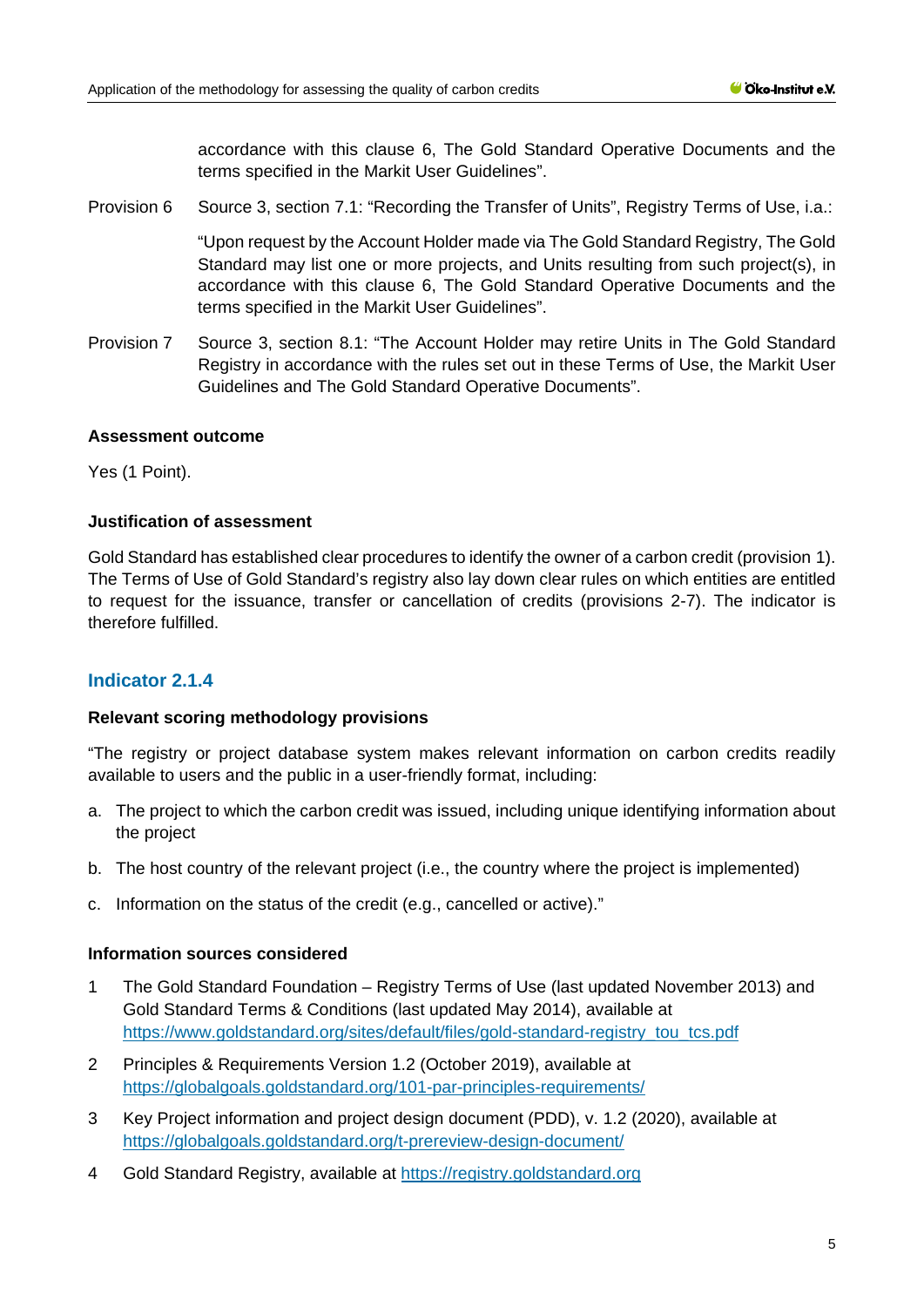accordance with this clause 6, The Gold Standard Operative Documents and the terms specified in the Markit User Guidelines".

Provision 6 Source 3, section 7.1: "Recording the Transfer of Units", Registry Terms of Use, i.a.:

"Upon request by the Account Holder made via The Gold Standard Registry, The Gold Standard may list one or more projects, and Units resulting from such project(s), in accordance with this clause 6, The Gold Standard Operative Documents and the terms specified in the Markit User Guidelines".

Provision 7 Source 3, section 8.1: "The Account Holder may retire Units in The Gold Standard Registry in accordance with the rules set out in these Terms of Use, the Markit User Guidelines and The Gold Standard Operative Documents".

**Assessment outcome**

Yes (1 Point).

**Justification of assessment**

Gold Standard has established clear procedures to identify the owner of a carbon credit (provision 1). The Terms of Use of Gold Standard's registry also lay down clear rules on which entities are entitled to request for the issuance, transfer or cancellation of credits (provisions 2-7). The indicator is therefore fulfilled.

### Indicator 2.1.4

**Relevant scoring methodology provisions**

"The registry or project database system makes relevant information on carbon credits readily available to users and the public in a user-friendly format, including:

a. The project to which the carbon credit was issued, including unique identifying information about the project

b. The host country of the relevant project (i.e., the country where the project is implemented)

c. Information on the status of the credit (e.g., cancelled or active)."

**Information sources considered**

1. The Gold Standard Foundation – Registry Terms of Use (last updated November 2013) and Gold Standard Terms & Conditions (last updated May 2014), available at https://www.goldstandard.org/sites/default/files/gold-standard-registry_tou_tcs.pdf
2. Principles & Requirements Version 1.2 (October 2019), available at https://globalgoals.goldstandard.org/101-par-principles-requirements/
3. Key Project information and project design document (PDD), v. 1.2 (2020), available at https://globalgoals.goldstandard.org/t-prereview-design-document/
4. Gold Standard Registry, available at https://registry.goldstandard.org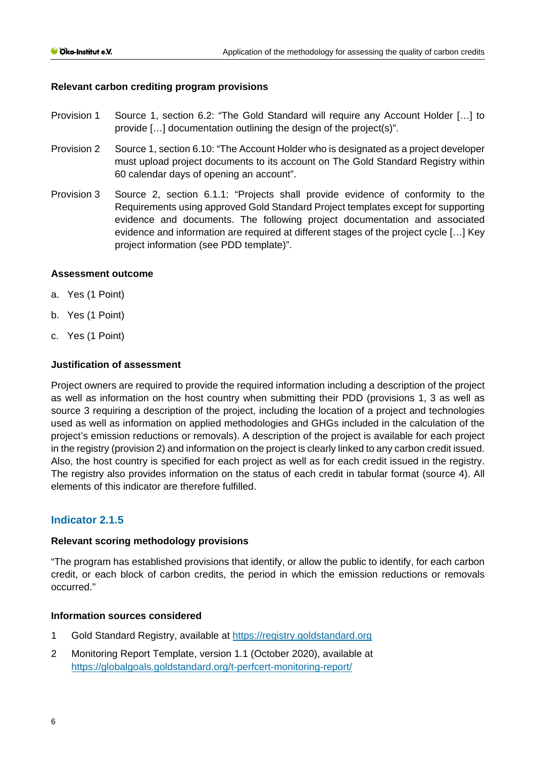**Relevant carbon crediting program provisions**

Provision 1 Source 1, section 6.2: "The Gold Standard will require any Account Holder […] to provide […] documentation outlining the design of the project(s)".

Provision 2 Source 1, section 6.10: "The Account Holder who is designated as a project developer must upload project documents to its account on The Gold Standard Registry within 60 calendar days of opening an account".

Provision 3 Source 2, section 6.1.1: "Projects shall provide evidence of conformity to the Requirements using approved Gold Standard Project templates except for supporting evidence and documents. The following project documentation and associated evidence and information are required at different stages of the project cycle […] Key project information (see PDD template)".

**Assessment outcome**

a. Yes (1 Point)

b. Yes (1 Point)

c. Yes (1 Point)

**Justification of assessment**

Project owners are required to provide the required information including a description of the project as well as information on the host country when submitting their PDD (provisions 1, 3 as well as source 3 requiring a description of the project, including the location of a project and technologies used as well as information on applied methodologies and GHGs included in the calculation of the project's emission reductions or removals). A description of the project is available for each project in the registry (provision 2) and information on the project is clearly linked to any carbon credit issued. Also, the host country is specified for each project as well as for each credit issued in the registry. The registry also provides information on the status of each credit in tabular format (source 4). All elements of this indicator are therefore fulfilled.

## Indicator 2.1.5

**Relevant scoring methodology provisions**

"The program has established provisions that identify, or allow the public to identify, for each carbon credit, or each block of carbon credits, the period in which the emission reductions or removals occurred."

**Information sources considered**

1 Gold Standard Registry, available at https://registry.goldstandard.org

2 Monitoring Report Template, version 1.1 (October 2020), available at https://globalgoals.goldstandard.org/t-perfcert-monitoring-report/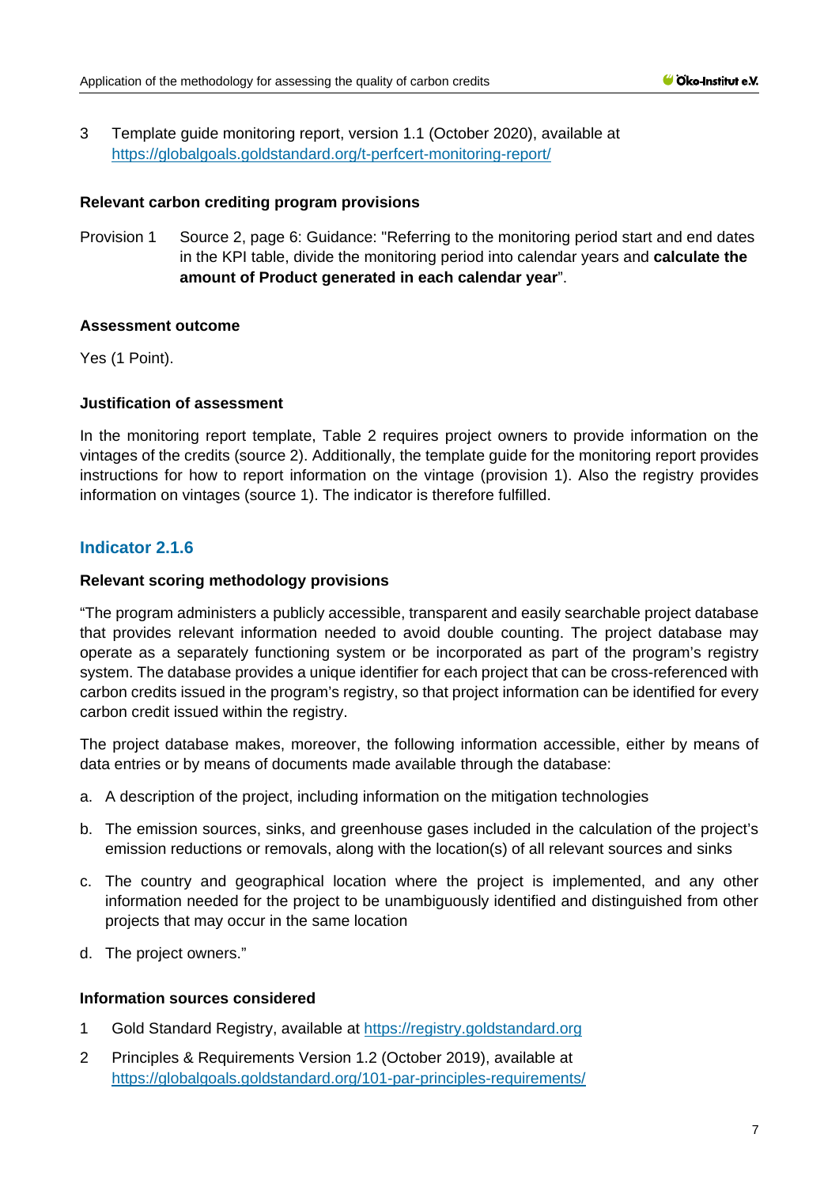3 Template guide monitoring report, version 1.1 (October 2020), available at https://globalgoals.goldstandard.org/t-perfcert-monitoring-report/

**Relevant carbon crediting program provisions**

Provision 1 Source 2, page 6: Guidance: "Referring to the monitoring period start and end dates in the KPI table, divide the monitoring period into calendar years and **calculate the amount of Product generated in each calendar year**".

**Assessment outcome**

Yes (1 Point).

**Justification of assessment**

In the monitoring report template, Table 2 requires project owners to provide information on the vintages of the credits (source 2). Additionally, the template guide for the monitoring report provides instructions for how to report information on the vintage (provision 1). Also the registry provides information on vintages (source 1). The indicator is therefore fulfilled.

## Indicator 2.1.6

**Relevant scoring methodology provisions**

"The program administers a publicly accessible, transparent and easily searchable project database that provides relevant information needed to avoid double counting. The project database may operate as a separately functioning system or be incorporated as part of the program's registry system. The database provides a unique identifier for each project that can be cross-referenced with carbon credits issued in the program's registry, so that project information can be identified for every carbon credit issued within the registry.

The project database makes, moreover, the following information accessible, either by means of data entries or by means of documents made available through the database:

a. A description of the project, including information on the mitigation technologies

b. The emission sources, sinks, and greenhouse gases included in the calculation of the project's emission reductions or removals, along with the location(s) of all relevant sources and sinks

c. The country and geographical location where the project is implemented, and any other information needed for the project to be unambiguously identified and distinguished from other projects that may occur in the same location

d. The project owners."

**Information sources considered**

1 Gold Standard Registry, available at https://registry.goldstandard.org

2 Principles & Requirements Version 1.2 (October 2019), available at https://globalgoals.goldstandard.org/101-par-principles-requirements/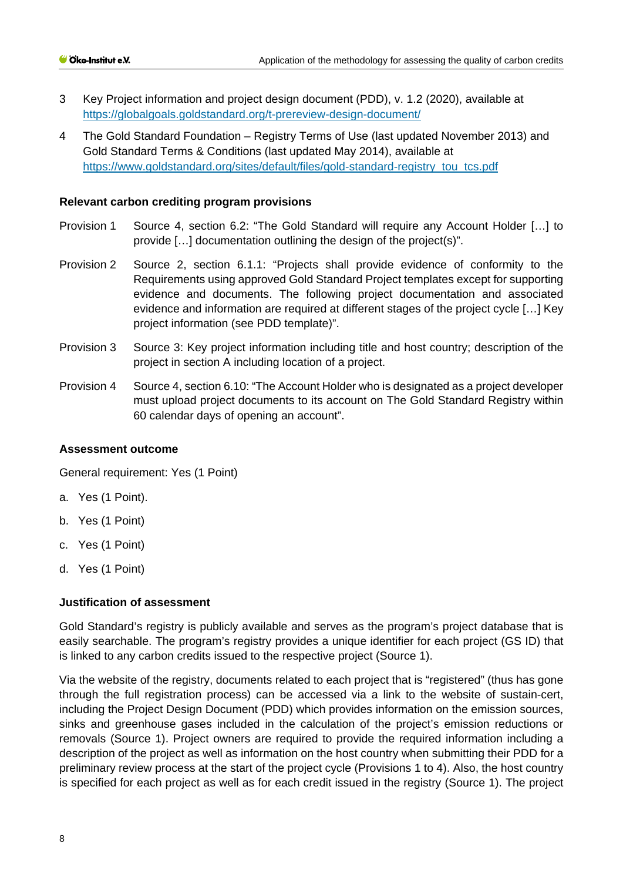3 Key Project information and project design document (PDD), v. 1.2 (2020), available at https://globalgoals.goldstandard.org/t-prereview-design-document/

4 The Gold Standard Foundation – Registry Terms of Use (last updated November 2013) and Gold Standard Terms & Conditions (last updated May 2014), available at https://www.goldstandard.org/sites/default/files/gold-standard-registry_tou_tcs.pdf

**Relevant carbon crediting program provisions**

Provision 1 Source 4, section 6.2: "The Gold Standard will require any Account Holder […] to provide […] documentation outlining the design of the project(s)".

Provision 2 Source 2, section 6.1.1: "Projects shall provide evidence of conformity to the Requirements using approved Gold Standard Project templates except for supporting evidence and documents. The following project documentation and associated evidence and information are required at different stages of the project cycle […] Key project information (see PDD template)".

Provision 3 Source 3: Key project information including title and host country; description of the project in section A including location of a project.

Provision 4 Source 4, section 6.10: "The Account Holder who is designated as a project developer must upload project documents to its account on The Gold Standard Registry within 60 calendar days of opening an account".

**Assessment outcome**

General requirement: Yes (1 Point)

a. Yes (1 Point).
b. Yes (1 Point)
c. Yes (1 Point)
d. Yes (1 Point)

**Justification of assessment**

Gold Standard's registry is publicly available and serves as the program's project database that is easily searchable. The program's registry provides a unique identifier for each project (GS ID) that is linked to any carbon credits issued to the respective project (Source 1).

Via the website of the registry, documents related to each project that is "registered" (thus has gone through the full registration process) can be accessed via a link to the website of sustain-cert, including the Project Design Document (PDD) which provides information on the emission sources, sinks and greenhouse gases included in the calculation of the project's emission reductions or removals (Source 1). Project owners are required to provide the required information including a description of the project as well as information on the host country when submitting their PDD for a preliminary review process at the start of the project cycle (Provisions 1 to 4). Also, the host country is specified for each project as well as for each credit issued in the registry (Source 1). The project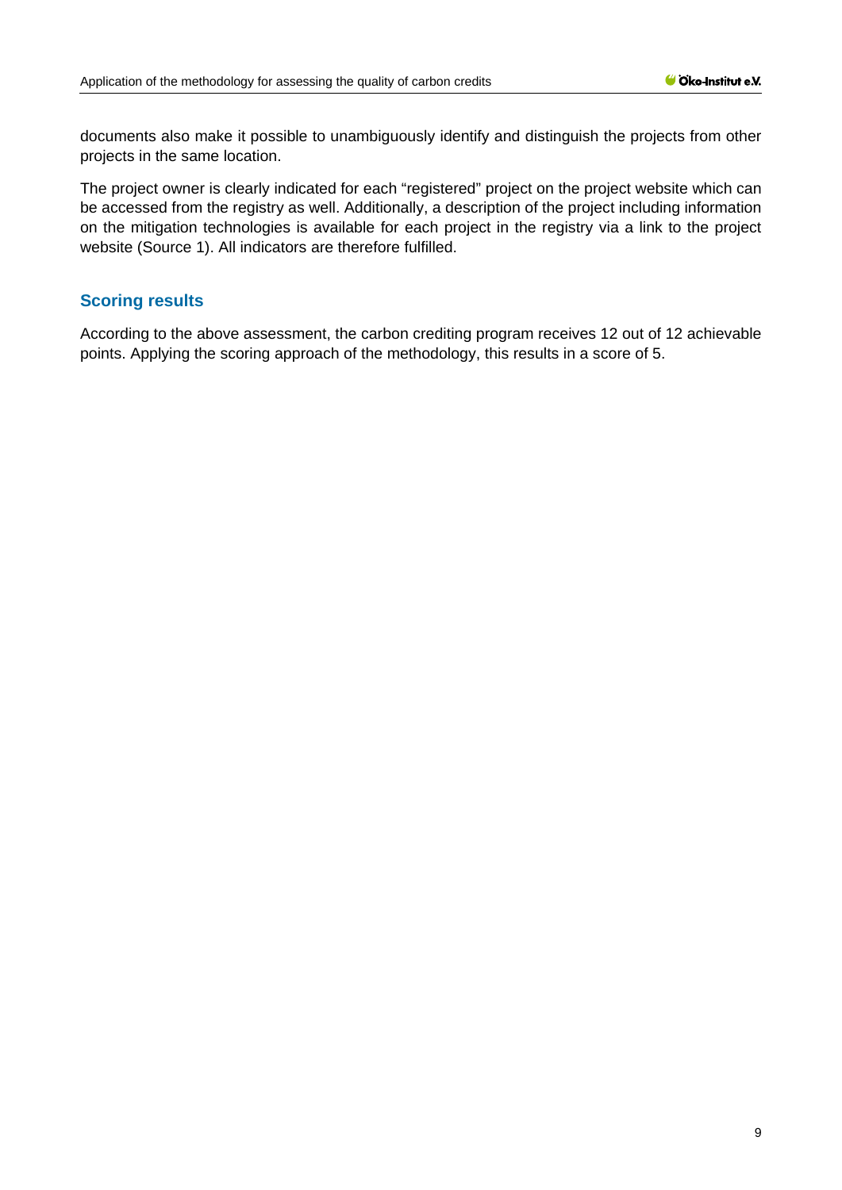documents also make it possible to unambiguously identify and distinguish the projects from other projects in the same location.

The project owner is clearly indicated for each "registered" project on the project website which can be accessed from the registry as well. Additionally, a description of the project including information on the mitigation technologies is available for each project in the registry via a link to the project website (Source 1). All indicators are therefore fulfilled.

## Scoring results

According to the above assessment, the carbon crediting program receives 12 out of 12 achievable points. Applying the scoring approach of the methodology, this results in a score of 5.